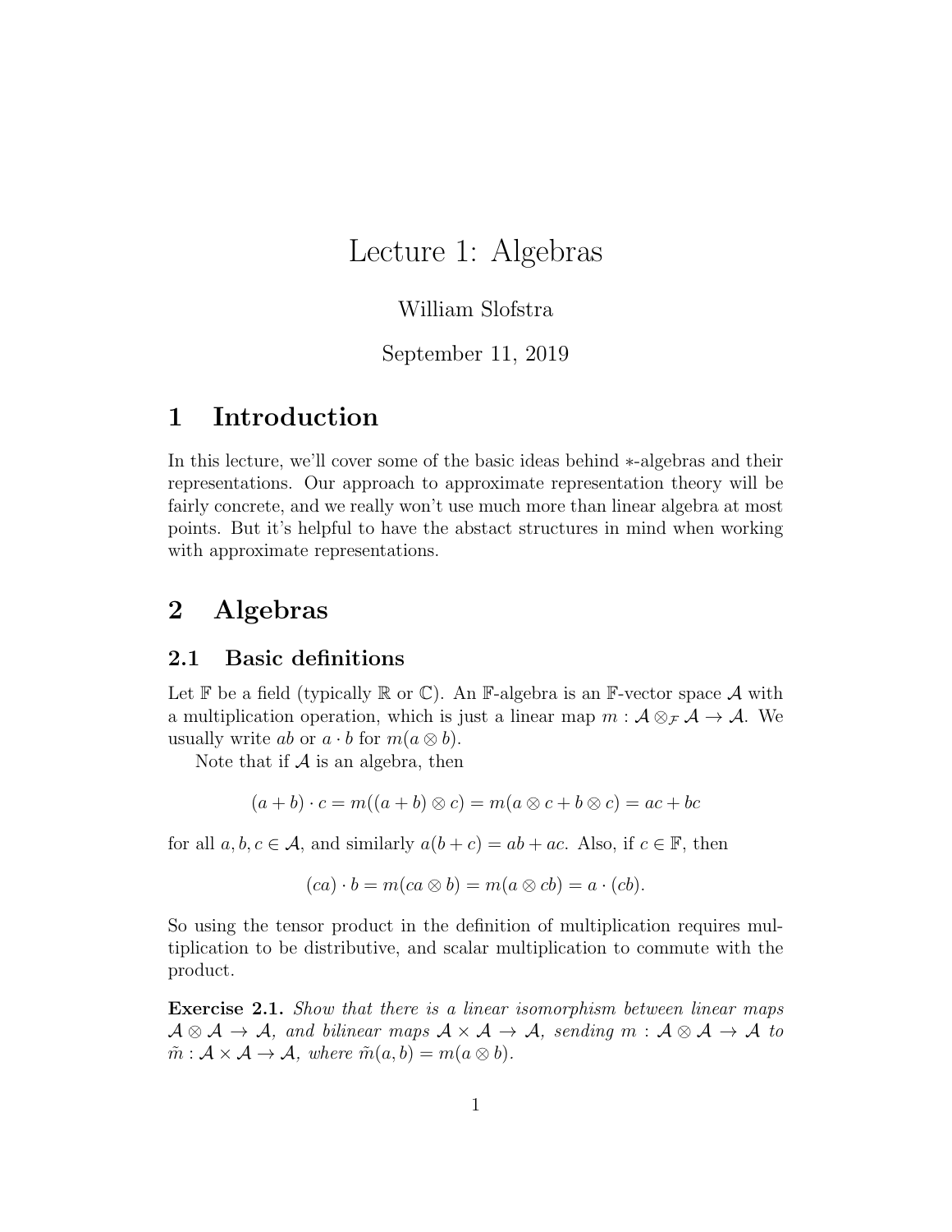# Lecture 1: Algebras

William Slofstra

September 11, 2019

## 1 Introduction

In this lecture, we'll cover some of the basic ideas behind $*$-algebras and their representations. Our approach to approximate representation theory will be fairly concrete, and we really won't use much more than linear algebra at most points. But it's helpful to have the abstact structures in mind when working with approximate representations.

## 2 Algebras

### 2.1 Basic definitions

Let $\mathbb{F}$ be a field (typically $\mathbb{R}$ or $\mathbb{C}$). An $\mathbb{F}$-algebra is an $\mathbb{F}$-vector space $\mathcal{A}$ with a multiplication operation, which is just a linear map $m : \mathcal{A} \otimes_{\mathcal{F}} \mathcal{A} \to \mathcal{A}$. We usually write $ab$ or $a \cdot b$ for $m(a \otimes b)$.

Note that if $\mathcal{A}$ is an algebra, then

$$(a + b) \cdot c = m((a + b) \otimes c) = m(a \otimes c + b \otimes c) = ac + bc$$

for all $a, b, c \in \mathcal{A}$, and similarly $a(b + c) = ab + ac$. Also, if $c \in \mathbb{F}$, then

$$(ca) \cdot b = m(ca \otimes b) = m(a \otimes cb) = a \cdot (cb).$$

So using the tensor product in the definition of multiplication requires multiplication to be distributive, and scalar multiplication to commute with the product.

**Exercise 2.1.** *Show that there is a linear isomorphism between linear maps $\mathcal{A} \otimes \mathcal{A} \to \mathcal{A}$, and bilinear maps $\mathcal{A} \times \mathcal{A} \to \mathcal{A}$, sending $m : \mathcal{A} \otimes \mathcal{A} \to \mathcal{A}$ to $\tilde{m} : \mathcal{A} \times \mathcal{A} \to \mathcal{A}$, where $\tilde{m}(a, b) = m(a \otimes b)$.*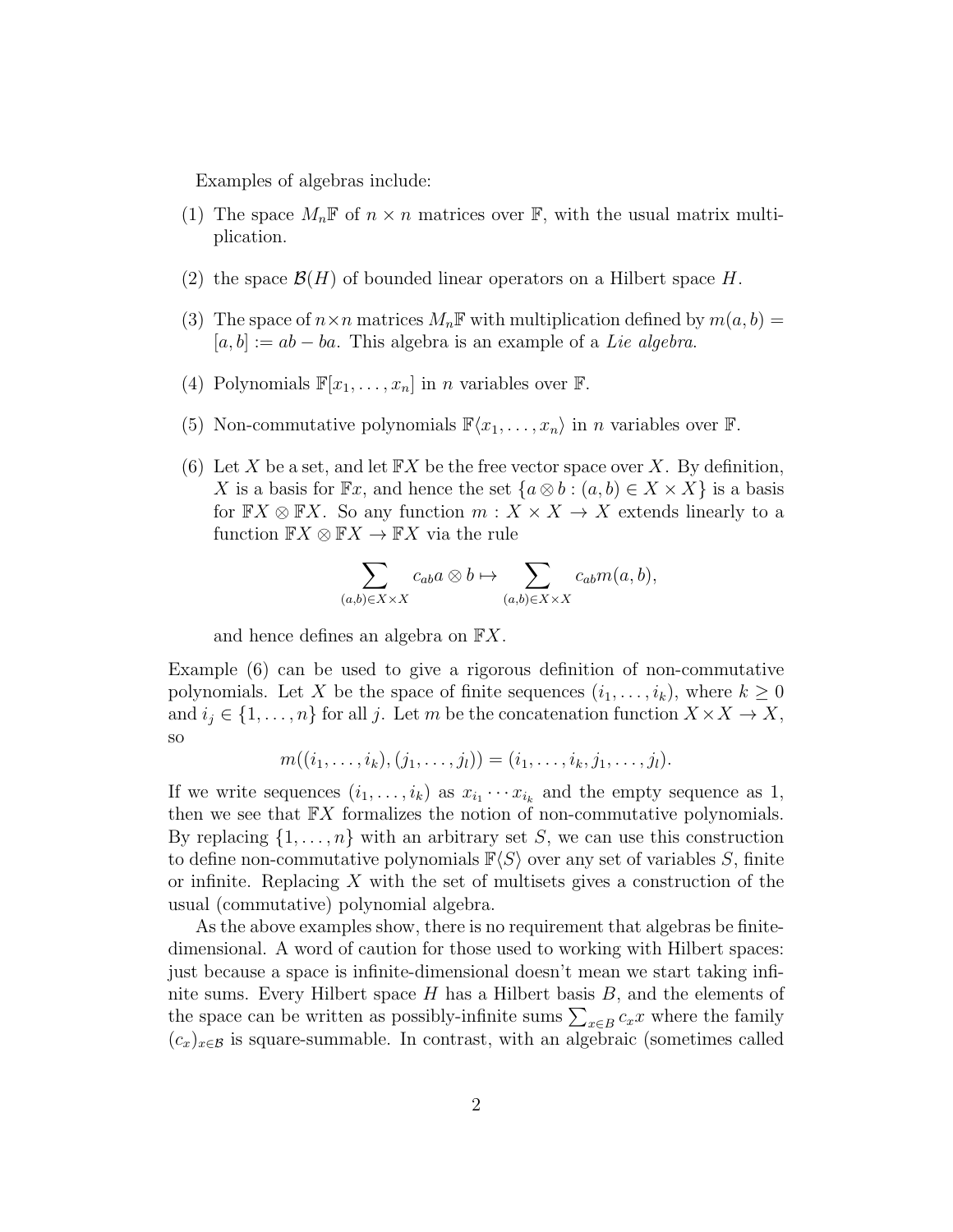Examples of algebras include:

(1) The space $M_n\mathbb{F}$ of $n \times n$ matrices over $\mathbb{F}$, with the usual matrix multiplication.

(2) the space $\mathcal{B}(H)$ of bounded linear operators on a Hilbert space $H$.

(3) The space of $n \times n$ matrices $M_n\mathbb{F}$ with multiplication defined by $m(a, b) = [a, b] := ab - ba$. This algebra is an example of a *Lie algebra*.

(4) Polynomials $\mathbb{F}[x_1, \dots, x_n]$ in $n$ variables over $\mathbb{F}$.

(5) Non-commutative polynomials $\mathbb{F}\langle x_1, \dots, x_n\rangle$ in $n$ variables over $\mathbb{F}$.

(6) Let $X$ be a set, and let $\mathbb{F}X$ be the free vector space over $X$. By definition, $X$ is a basis for $\mathbb{F}x$, and hence the set $\{a \otimes b : (a, b) \in X \times X\}$ is a basis for $\mathbb{F}X \otimes \mathbb{F}X$. So any function $m : X \times X \to X$ extends linearly to a function $\mathbb{F}X \otimes \mathbb{F}X \to \mathbb{F}X$ via the rule

$$\sum_{(a,b)\in X\times X} c_{ab} a \otimes b \mapsto \sum_{(a,b)\in X\times X} c_{ab} m(a, b),$$

and hence defines an algebra on $\mathbb{F}X$.

Example (6) can be used to give a rigorous definition of non-commutative polynomials. Let $X$ be the space of finite sequences $(i_1, \dots, i_k)$, where $k \geq 0$ and $i_j \in \{1, \dots, n\}$ for all $j$. Let $m$ be the concatenation function $X \times X \to X$, so

$$m((i_1, \dots, i_k), (j_1, \dots, j_l)) = (i_1, \dots, i_k, j_1, \dots, j_l).$$

If we write sequences $(i_1, \dots, i_k)$ as $x_{i_1} \cdots x_{i_k}$ and the empty sequence as 1, then we see that $\mathbb{F}X$ formalizes the notion of non-commutative polynomials. By replacing $\{1, \dots, n\}$ with an arbitrary set $S$, we can use this construction to define non-commutative polynomials $\mathbb{F}\langle S\rangle$ over any set of variables $S$, finite or infinite. Replacing $X$ with the set of multisets gives a construction of the usual (commutative) polynomial algebra.

As the above examples show, there is no requirement that algebras be finite-dimensional. A word of caution for those used to working with Hilbert spaces: just because a space is infinite-dimensional doesn't mean we start taking infinite sums. Every Hilbert space $H$ has a Hilbert basis $B$, and the elements of the space can be written as possibly-infinite sums $\sum_{x\in B} c_x x$ where the family $(c_x)_{x\in\mathcal{B}}$ is square-summable. In contrast, with an algebraic (sometimes called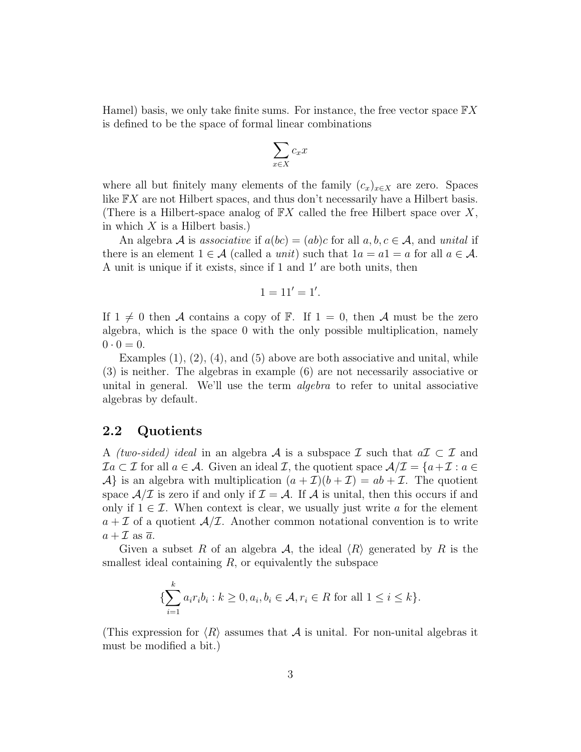Hamel) basis, we only take finite sums. For instance, the free vector space $\mathbb{F}X$ is defined to be the space of formal linear combinations

$$\sum_{x \in X} c_x x$$

where all but finitely many elements of the family $(c_x)_{x \in X}$ are zero. Spaces like $\mathbb{F}X$ are not Hilbert spaces, and thus don't necessarily have a Hilbert basis. (There is a Hilbert-space analog of $\mathbb{F}X$ called the free Hilbert space over $X$, in which $X$ is a Hilbert basis.)

An algebra $\mathcal{A}$ is *associative* if $a(bc) = (ab)c$ for all $a, b, c \in \mathcal{A}$, and *unital* if there is an element $1 \in \mathcal{A}$ (called a *unit*) such that $1a = a1 = a$ for all $a \in \mathcal{A}$. A unit is unique if it exists, since if $1$ and $1'$ are both units, then

$$1 = 11' = 1'.$$

If $1 \neq 0$ then $\mathcal{A}$ contains a copy of $\mathbb{F}$. If $1 = 0$, then $\mathcal{A}$ must be the zero algebra, which is the space $0$ with the only possible multiplication, namely $0 \cdot 0 = 0$.

Examples (1), (2), (4), and (5) above are both associative and unital, while (3) is neither. The algebras in example (6) are not necessarily associative or unital in general. We'll use the term *algebra* to refer to unital associative algebras by default.

## 2.2 Quotients

A *(two-sided) ideal* in an algebra $\mathcal{A}$ is a subspace $\mathcal{I}$ such that $a\mathcal{I} \subset \mathcal{I}$ and $\mathcal{I}a \subset \mathcal{I}$ for all $a \in \mathcal{A}$. Given an ideal $\mathcal{I}$, the quotient space $\mathcal{A}/\mathcal{I} = \{a + \mathcal{I} : a \in \mathcal{A}\}$ is an algebra with multiplication $(a + \mathcal{I})(b + \mathcal{I}) = ab + \mathcal{I}$. The quotient space $\mathcal{A}/\mathcal{I}$ is zero if and only if $\mathcal{I} = \mathcal{A}$. If $\mathcal{A}$ is unital, then this occurs if and only if $1 \in \mathcal{I}$. When context is clear, we usually just write $a$ for the element $a + \mathcal{I}$ of a quotient $\mathcal{A}/\mathcal{I}$. Another common notational convention is to write $a + \mathcal{I}$ as $\overline{a}$.

Given a subset $R$ of an algebra $\mathcal{A}$, the ideal $\langle R \rangle$ generated by $R$ is the smallest ideal containing $R$, or equivalently the subspace

$$\{\sum_{i=1}^{k} a_i r_i b_i : k \geq 0, a_i, b_i \in \mathcal{A}, r_i \in R \text{ for all } 1 \leq i \leq k\}.$$

(This expression for $\langle R \rangle$ assumes that $\mathcal{A}$ is unital. For non-unital algebras it must be modified a bit.)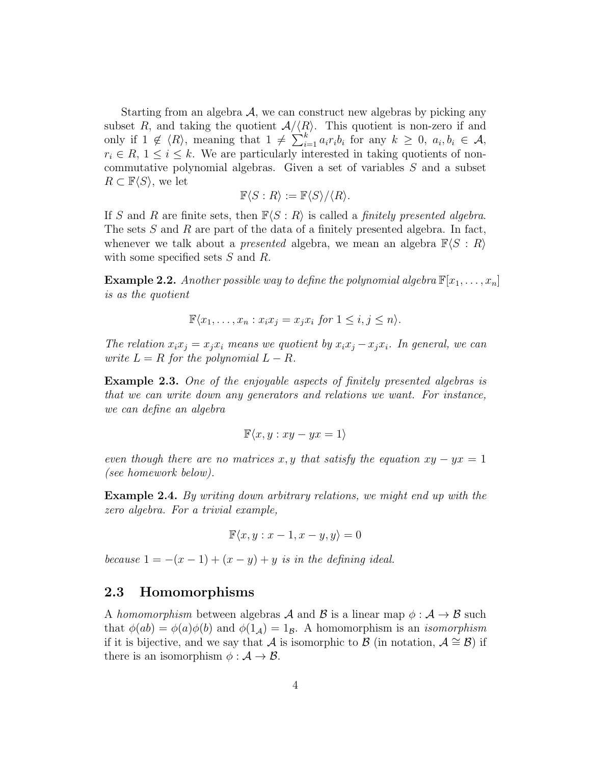Starting from an algebra $\mathcal{A}$, we can construct new algebras by picking any subset $R$, and taking the quotient $\mathcal{A}/\langle R \rangle$. This quotient is non-zero if and only if $1 \notin \langle R \rangle$, meaning that $1 \neq \sum_{i=1}^{k} a_i r_i b_i$ for any $k \geq 0$, $a_i, b_i \in \mathcal{A}$, $r_i \in R$, $1 \leq i \leq k$. We are particularly interested in taking quotients of non-commutative polynomial algebras. Given a set of variables $S$ and a subset $R \subset \mathbb{F}\langle S \rangle$, we let

$$\mathbb{F}\langle S : R \rangle := \mathbb{F}\langle S \rangle / \langle R \rangle.$$

If $S$ and $R$ are finite sets, then $\mathbb{F}\langle S : R \rangle$ is called a *finitely presented algebra*. The sets $S$ and $R$ are part of the data of a finitely presented algebra. In fact, whenever we talk about a *presented* algebra, we mean an algebra $\mathbb{F}\langle S : R \rangle$ with some specified sets $S$ and $R$.

**Example 2.2.** *Another possible way to define the polynomial algebra $\mathbb{F}[x_1, \ldots, x_n]$ is as the quotient*

$$\mathbb{F}\langle x_1, \ldots, x_n : x_i x_j = x_j x_i \text{ for } 1 \leq i, j \leq n \rangle.$$

*The relation $x_i x_j = x_j x_i$ means we quotient by $x_i x_j - x_j x_i$. In general, we can write $L = R$ for the polynomial $L - R$.*

**Example 2.3.** *One of the enjoyable aspects of finitely presented algebras is that we can write down any generators and relations we want. For instance, we can define an algebra*

$$\mathbb{F}\langle x, y : xy - yx = 1 \rangle$$

*even though there are no matrices $x, y$ that satisfy the equation $xy - yx = 1$ (see homework below).*

**Example 2.4.** *By writing down arbitrary relations, we might end up with the zero algebra. For a trivial example,*

$$\mathbb{F}\langle x, y : x - 1, x - y, y \rangle = 0$$

*because $1 = -(x-1) + (x-y) + y$ is in the defining ideal.*

## 2.3 Homomorphisms

A *homomorphism* between algebras $\mathcal{A}$ and $\mathcal{B}$ is a linear map $\phi : \mathcal{A} \to \mathcal{B}$ such that $\phi(ab) = \phi(a)\phi(b)$ and $\phi(1_{\mathcal{A}}) = 1_{\mathcal{B}}$. A homomorphism is an *isomorphism* if it is bijective, and we say that $\mathcal{A}$ is isomorphic to $\mathcal{B}$ (in notation, $\mathcal{A} \cong \mathcal{B}$) if there is an isomorphism $\phi : \mathcal{A} \to \mathcal{B}$.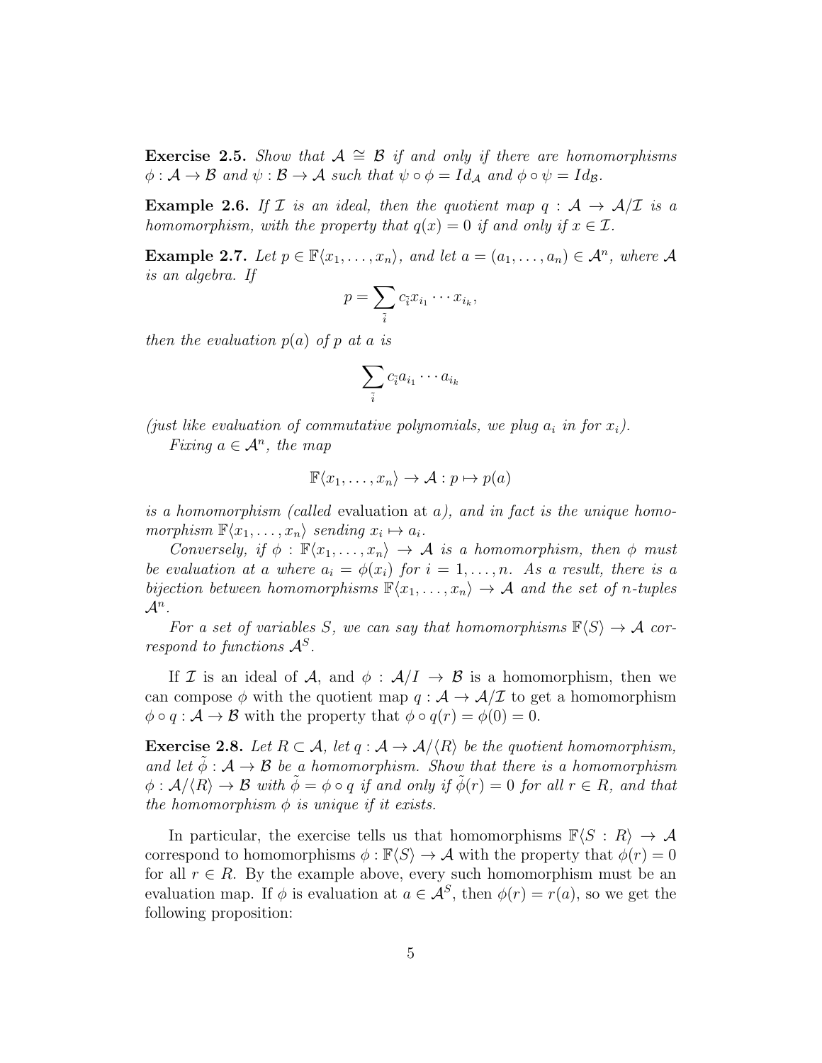**Exercise 2.5.** *Show that $\mathcal{A} \cong \mathcal{B}$ if and only if there are homomorphisms $\phi : \mathcal{A} \to \mathcal{B}$ and $\psi : \mathcal{B} \to \mathcal{A}$ such that $\psi \circ \phi = Id_{\mathcal{A}}$ and $\phi \circ \psi = Id_{\mathcal{B}}$.*

**Example 2.6.** *If $\mathcal{I}$ is an ideal, then the quotient map $q : \mathcal{A} \to \mathcal{A}/\mathcal{I}$ is a homomorphism, with the property that $q(x) = 0$ if and only if $x \in \mathcal{I}$.*

**Example 2.7.** *Let $p \in \mathbb{F}\langle x_1, \ldots, x_n \rangle$, and let $a = (a_1, \ldots, a_n) \in \mathcal{A}^n$, where $\mathcal{A}$ is an algebra. If*

$$p = \sum_{\bar{i}} c_{\bar{i}} x_{i_1} \cdots x_{i_k},$$

*then the evaluation $p(a)$ of $p$ at $a$ is*

$$\sum_{\bar{i}} c_{\bar{i}} a_{i_1} \cdots a_{i_k}$$

*(just like evaluation of commutative polynomials, we plug $a_i$ in for $x_i$).*

*Fixing $a \in \mathcal{A}^n$, the map*

$$\mathbb{F}\langle x_1, \ldots, x_n \rangle \to \mathcal{A} : p \mapsto p(a)$$

*is a homomorphism (called* evaluation at $a$*), and in fact is the unique homomorphism $\mathbb{F}\langle x_1, \ldots, x_n \rangle$ sending $x_i \mapsto a_i$.*

*Conversely, if $\phi : \mathbb{F}\langle x_1, \ldots, x_n \rangle \to \mathcal{A}$ is a homomorphism, then $\phi$ must be evaluation at $a$ where $a_i = \phi(x_i)$ for $i = 1, \ldots, n$. As a result, there is a bijection between homomorphisms $\mathbb{F}\langle x_1, \ldots, x_n \rangle \to \mathcal{A}$ and the set of $n$-tuples $\mathcal{A}^n$.*

*For a set of variables $S$, we can say that homomorphisms $\mathbb{F}\langle S \rangle \to \mathcal{A}$ correspond to functions $\mathcal{A}^S$.*

If $\mathcal{I}$ is an ideal of $\mathcal{A}$, and $\phi : \mathcal{A}/I \to \mathcal{B}$ is a homomorphism, then we can compose $\phi$ with the quotient map $q : \mathcal{A} \to \mathcal{A}/\mathcal{I}$ to get a homomorphism $\phi \circ q : \mathcal{A} \to \mathcal{B}$ with the property that $\phi \circ q(r) = \phi(0) = 0$.

**Exercise 2.8.** *Let $R \subset \mathcal{A}$, let $q : \mathcal{A} \to \mathcal{A}/\langle R \rangle$ be the quotient homomorphism, and let $\tilde{\phi} : \mathcal{A} \to \mathcal{B}$ be a homomorphism. Show that there is a homomorphism $\phi : \mathcal{A}/\langle R \rangle \to \mathcal{B}$ with $\tilde{\phi} = \phi \circ q$ if and only if $\tilde{\phi}(r) = 0$ for all $r \in R$, and that the homomorphism $\phi$ is unique if it exists.*

In particular, the exercise tells us that homomorphisms $\mathbb{F}\langle S : R \rangle \to \mathcal{A}$ correspond to homomorphisms $\phi : \mathbb{F}\langle S \rangle \to \mathcal{A}$ with the property that $\phi(r) = 0$ for all $r \in R$. By the example above, every such homomorphism must be an evaluation map. If $\phi$ is evaluation at $a \in \mathcal{A}^S$, then $\phi(r) = r(a)$, so we get the following proposition: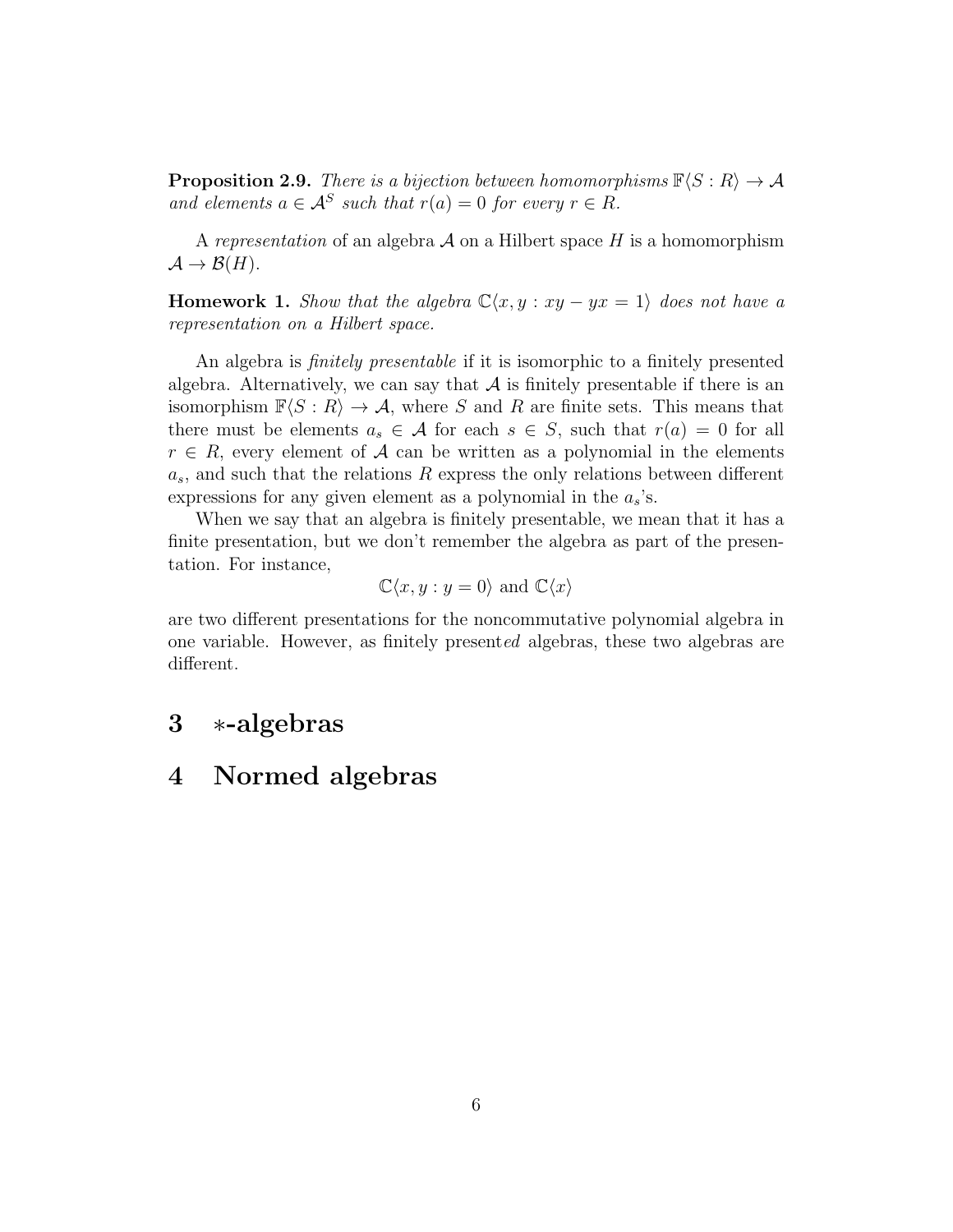**Proposition 2.9.** *There is a bijection between homomorphisms $\mathbb{F}\langle S : R\rangle \to \mathcal{A}$ and elements $a \in \mathcal{A}^S$ such that $r(a) = 0$ for every $r \in R$.*

A *representation* of an algebra $\mathcal{A}$ on a Hilbert space $H$ is a homomorphism $\mathcal{A} \to \mathcal{B}(H)$.

**Homework 1.** *Show that the algebra $\mathbb{C}\langle x, y : xy - yx = 1\rangle$ does not have a representation on a Hilbert space.*

An algebra is *finitely presentable* if it is isomorphic to a finitely presented algebra. Alternatively, we can say that $\mathcal{A}$ is finitely presentable if there is an isomorphism $\mathbb{F}\langle S : R\rangle \to \mathcal{A}$, where $S$ and $R$ are finite sets. This means that there must be elements $a_s \in \mathcal{A}$ for each $s \in S$, such that $r(a) = 0$ for all $r \in R$, every element of $\mathcal{A}$ can be written as a polynomial in the elements $a_s$, and such that the relations $R$ express the only relations between different expressions for any given element as a polynomial in the $a_s$'s.

When we say that an algebra is finitely presentable, we mean that it has a finite presentation, but we don't remember the algebra as part of the presentation. For instance,

$$\mathbb{C}\langle x, y : y = 0\rangle \text{ and } \mathbb{C}\langle x\rangle$$

are two different presentations for the noncommutative polynomial algebra in one variable. However, as finitely present*ed* algebras, these two algebras are different.

# 3 $*$-algebras

# 4 Normed algebras